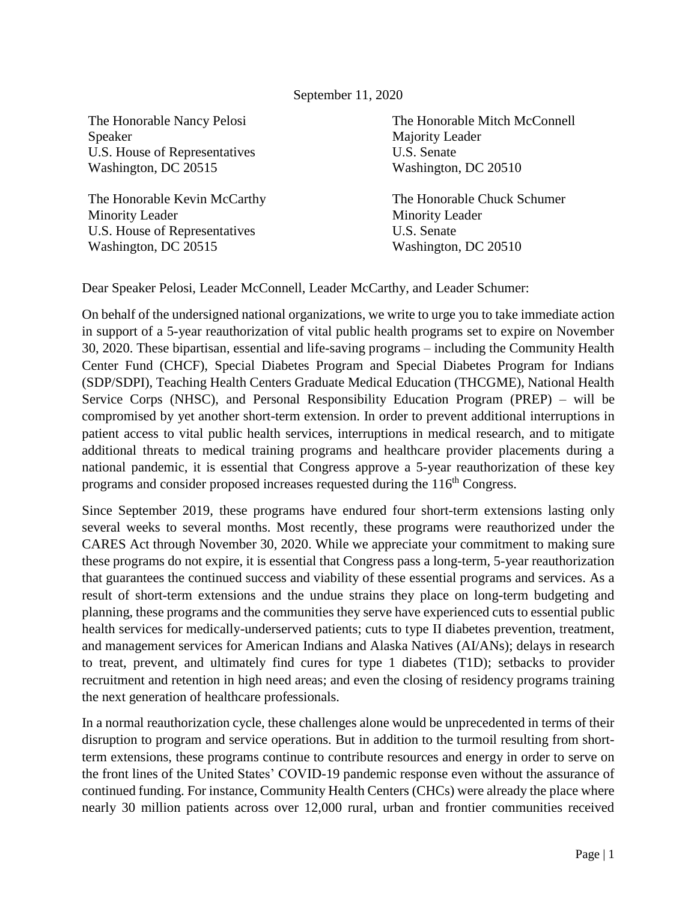September 11, 2020

The Honorable Nancy Pelosi
Speaker
U.S. House of Representatives
Washington, DC 20515

The Honorable Mitch McConnell
Majority Leader
U.S. Senate
Washington, DC 20510

The Honorable Kevin McCarthy
Minority Leader
U.S. House of Representatives
Washington, DC 20515

The Honorable Chuck Schumer
Minority Leader
U.S. Senate
Washington, DC 20510

Dear Speaker Pelosi, Leader McConnell, Leader McCarthy, and Leader Schumer:

On behalf of the undersigned national organizations, we write to urge you to take immediate action in support of a 5-year reauthorization of vital public health programs set to expire on November 30, 2020. These bipartisan, essential and life-saving programs – including the Community Health Center Fund (CHCF), Special Diabetes Program and Special Diabetes Program for Indians (SDP/SDPI), Teaching Health Centers Graduate Medical Education (THCGME), National Health Service Corps (NHSC), and Personal Responsibility Education Program (PREP) – will be compromised by yet another short-term extension. In order to prevent additional interruptions in patient access to vital public health services, interruptions in medical research, and to mitigate additional threats to medical training programs and healthcare provider placements during a national pandemic, it is essential that Congress approve a 5-year reauthorization of these key programs and consider proposed increases requested during the 116th Congress.

Since September 2019, these programs have endured four short-term extensions lasting only several weeks to several months. Most recently, these programs were reauthorized under the CARES Act through November 30, 2020. While we appreciate your commitment to making sure these programs do not expire, it is essential that Congress pass a long-term, 5-year reauthorization that guarantees the continued success and viability of these essential programs and services. As a result of short-term extensions and the undue strains they place on long-term budgeting and planning, these programs and the communities they serve have experienced cuts to essential public health services for medically-underserved patients; cuts to type II diabetes prevention, treatment, and management services for American Indians and Alaska Natives (AI/ANs); delays in research to treat, prevent, and ultimately find cures for type 1 diabetes (T1D); setbacks to provider recruitment and retention in high need areas; and even the closing of residency programs training the next generation of healthcare professionals.

In a normal reauthorization cycle, these challenges alone would be unprecedented in terms of their disruption to program and service operations. But in addition to the turmoil resulting from short-term extensions, these programs continue to contribute resources and energy in order to serve on the front lines of the United States' COVID-19 pandemic response even without the assurance of continued funding. For instance, Community Health Centers (CHCs) were already the place where nearly 30 million patients across over 12,000 rural, urban and frontier communities received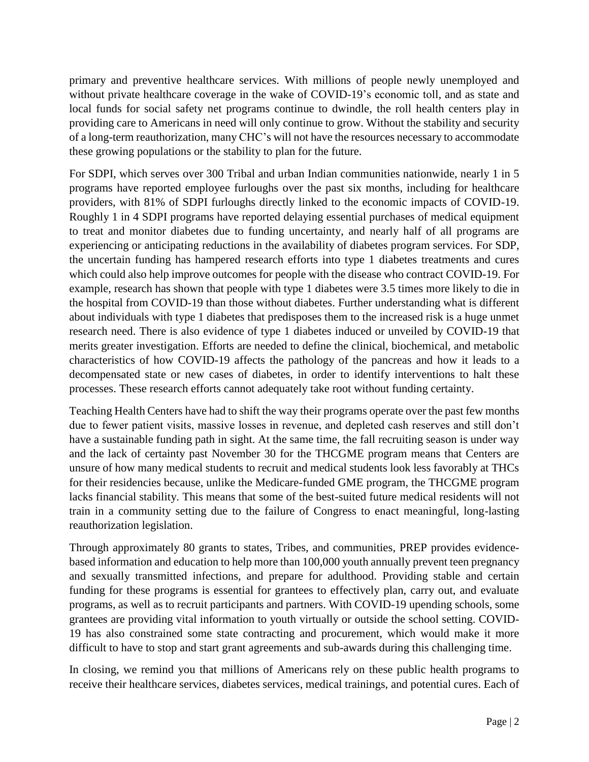primary and preventive healthcare services. With millions of people newly unemployed and without private healthcare coverage in the wake of COVID-19's economic toll, and as state and local funds for social safety net programs continue to dwindle, the roll health centers play in providing care to Americans in need will only continue to grow. Without the stability and security of a long-term reauthorization, many CHC's will not have the resources necessary to accommodate these growing populations or the stability to plan for the future.

For SDPI, which serves over 300 Tribal and urban Indian communities nationwide, nearly 1 in 5 programs have reported employee furloughs over the past six months, including for healthcare providers, with 81% of SDPI furloughs directly linked to the economic impacts of COVID-19. Roughly 1 in 4 SDPI programs have reported delaying essential purchases of medical equipment to treat and monitor diabetes due to funding uncertainty, and nearly half of all programs are experiencing or anticipating reductions in the availability of diabetes program services. For SDP, the uncertain funding has hampered research efforts into type 1 diabetes treatments and cures which could also help improve outcomes for people with the disease who contract COVID-19. For example, research has shown that people with type 1 diabetes were 3.5 times more likely to die in the hospital from COVID-19 than those without diabetes. Further understanding what is different about individuals with type 1 diabetes that predisposes them to the increased risk is a huge unmet research need. There is also evidence of type 1 diabetes induced or unveiled by COVID-19 that merits greater investigation. Efforts are needed to define the clinical, biochemical, and metabolic characteristics of how COVID-19 affects the pathology of the pancreas and how it leads to a decompensated state or new cases of diabetes, in order to identify interventions to halt these processes. These research efforts cannot adequately take root without funding certainty.

Teaching Health Centers have had to shift the way their programs operate over the past few months due to fewer patient visits, massive losses in revenue, and depleted cash reserves and still don't have a sustainable funding path in sight. At the same time, the fall recruiting season is under way and the lack of certainty past November 30 for the THCGME program means that Centers are unsure of how many medical students to recruit and medical students look less favorably at THCs for their residencies because, unlike the Medicare-funded GME program, the THCGME program lacks financial stability. This means that some of the best-suited future medical residents will not train in a community setting due to the failure of Congress to enact meaningful, long-lasting reauthorization legislation.

Through approximately 80 grants to states, Tribes, and communities, PREP provides evidence-based information and education to help more than 100,000 youth annually prevent teen pregnancy and sexually transmitted infections, and prepare for adulthood. Providing stable and certain funding for these programs is essential for grantees to effectively plan, carry out, and evaluate programs, as well as to recruit participants and partners. With COVID-19 upending schools, some grantees are providing vital information to youth virtually or outside the school setting. COVID-19 has also constrained some state contracting and procurement, which would make it more difficult to have to stop and start grant agreements and sub-awards during this challenging time.

In closing, we remind you that millions of Americans rely on these public health programs to receive their healthcare services, diabetes services, medical trainings, and potential cures. Each of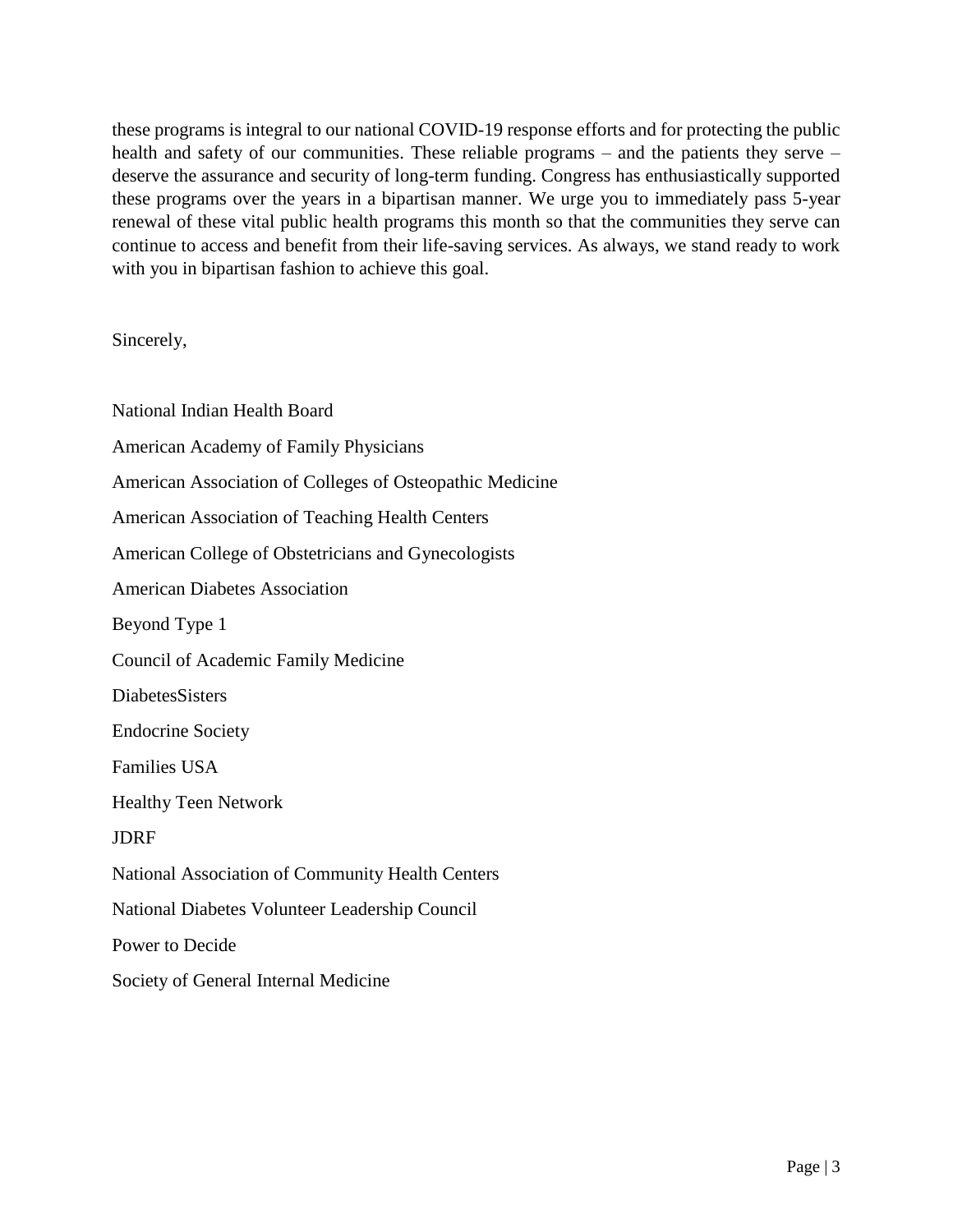these programs is integral to our national COVID-19 response efforts and for protecting the public health and safety of our communities. These reliable programs – and the patients they serve – deserve the assurance and security of long-term funding. Congress has enthusiastically supported these programs over the years in a bipartisan manner. We urge you to immediately pass 5-year renewal of these vital public health programs this month so that the communities they serve can continue to access and benefit from their life-saving services. As always, we stand ready to work with you in bipartisan fashion to achieve this goal.

Sincerely,

National Indian Health Board

American Academy of Family Physicians

American Association of Colleges of Osteopathic Medicine

American Association of Teaching Health Centers

American College of Obstetricians and Gynecologists

American Diabetes Association

Beyond Type 1

Council of Academic Family Medicine

DiabetesSisters

Endocrine Society

Families USA

Healthy Teen Network

JDRF

National Association of Community Health Centers

National Diabetes Volunteer Leadership Council

Power to Decide

Society of General Internal Medicine